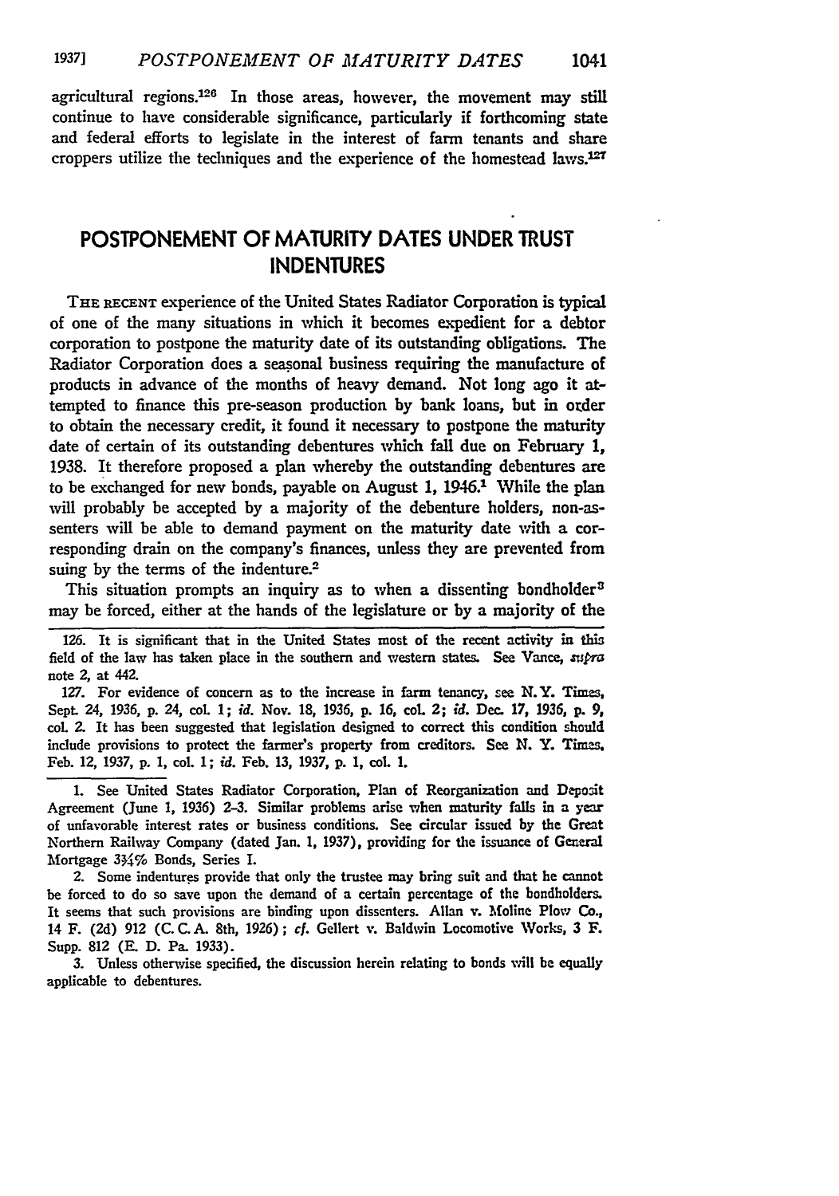agricultural regions.[126] In those areas, however, the movement may still continue to have considerable significance, particularly if forthcoming state and federal efforts to legislate in the interest of farm tenants and share croppers utilize the techniques and the experience of the homestead laws.[127]

## POSTPONEMENT OF MATURITY DATES UNDER TRUST INDENTURES

THE RECENT experience of the United States Radiator Corporation is typical of one of the many situations in which it becomes expedient for a debtor corporation to postpone the maturity date of its outstanding obligations. The Radiator Corporation does a seasonal business requiring the manufacture of products in advance of the months of heavy demand. Not long ago it attempted to finance this pre-season production by bank loans, but in order to obtain the necessary credit, it found it necessary to postpone the maturity date of certain of its outstanding debentures which fall due on February 1, 1938. It therefore proposed a plan whereby the outstanding debentures are to be exchanged for new bonds, payable on August 1, 1946.[1] While the plan will probably be accepted by a majority of the debenture holders, non-assenters will be able to demand payment on the maturity date with a corresponding drain on the company's finances, unless they are prevented from suing by the terms of the indenture.[2]

This situation prompts an inquiry as to when a dissenting bondholder[3] may be forced, either at the hands of the legislature or by a majority of the

---

126. It is significant that in the United States most of the recent activity in this field of the law has taken place in the southern and western states. See Vance, *supra* note 2, at 442.

127. For evidence of concern as to the increase in farm tenancy, see N.Y. Times, Sept. 24, 1936, p. 24, col. 1; *id.* Nov. 18, 1936, p. 16, col. 2; *id.* Dec. 17, 1936, p. 9, col. 2. It has been suggested that legislation designed to correct this condition should include provisions to protect the farmer's property from creditors. See N. Y. Times, Feb. 12, 1937, p. 1, col. 1; *id.* Feb. 13, 1937, p. 1, col. 1.

1. See United States Radiator Corporation, Plan of Reorganization and Deposit Agreement (June 1, 1936) 2-3. Similar problems arise when maturity falls in a year of unfavorable interest rates or business conditions. See circular issued by the Great Northern Railway Company (dated Jan. 1, 1937), providing for the issuance of General Mortgage 3¾% Bonds, Series I.

2. Some indentures provide that only the trustee may bring suit and that he cannot be forced to do so save upon the demand of a certain percentage of the bondholders. It seems that such provisions are binding upon dissenters. Allan v. Moline Plow Co., 14 F. (2d) 912 (C. C. A. 8th, 1926); *cf.* Gellert v. Baldwin Locomotive Works, 3 F. Supp. 812 (E. D. Pa. 1933).

3. Unless otherwise specified, the discussion herein relating to bonds will be equally applicable to debentures.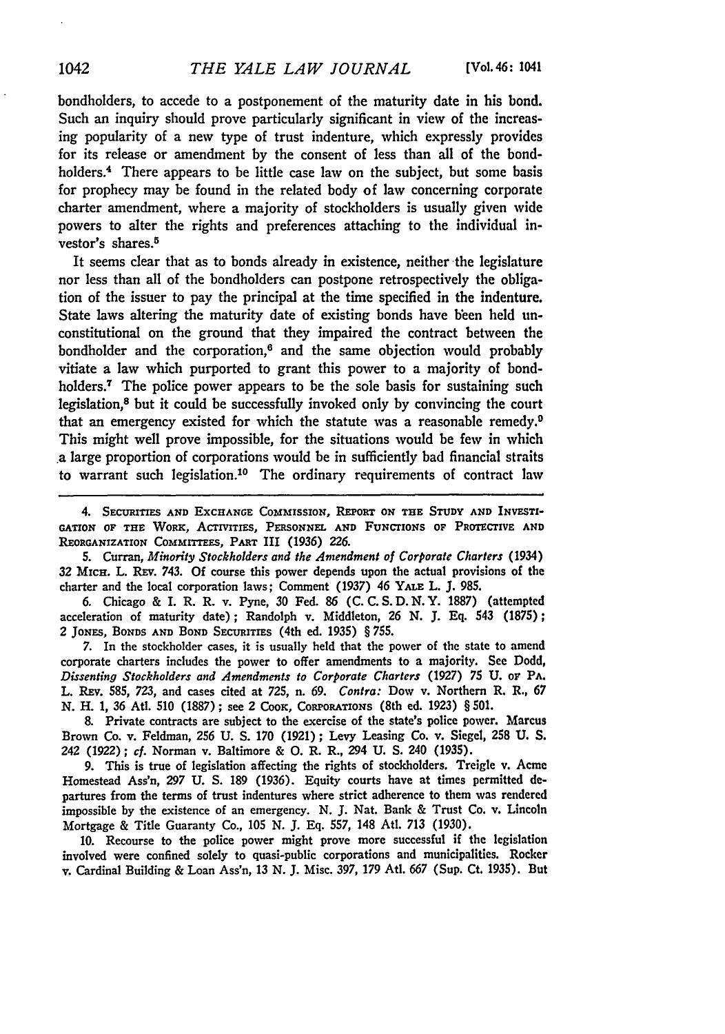bondholders, to accede to a postponement of the maturity date in his bond. Such an inquiry should prove particularly significant in view of the increasing popularity of a new type of trust indenture, which expressly provides for its release or amendment by the consent of less than all of the bondholders.[4] There appears to be little case law on the subject, but some basis for prophecy may be found in the related body of law concerning corporate charter amendment, where a majority of stockholders is usually given wide powers to alter the rights and preferences attaching to the individual investor's shares.[5]

It seems clear that as to bonds already in existence, neither the legislature nor less than all of the bondholders can postpone retrospectively the obligation of the issuer to pay the principal at the time specified in the indenture. State laws altering the maturity date of existing bonds have been held unconstitutional on the ground that they impaired the contract between the bondholder and the corporation,[6] and the same objection would probably vitiate a law which purported to grant this power to a majority of bondholders.[7] The police power appears to be the sole basis for sustaining such legislation,[8] but it could be successfully invoked only by convincing the court that an emergency existed for which the statute was a reasonable remedy.[9] This might well prove impossible, for the situations would be few in which a large proportion of corporations would be in sufficiently bad financial straits to warrant such legislation.[10] The ordinary requirements of contract law

---

4. SECURITIES AND EXCHANGE COMMISSION, REPORT ON THE STUDY AND INVESTIGATION OF THE WORK, ACTIVITIES, PERSONNEL AND FUNCTIONS OF PROTECTIVE AND REORGANIZATION COMMITTEES, PART III (1936) 226.

5. Curran, *Minority Stockholders and the Amendment of Corporate Charters* (1934) 32 MICH. L. REV. 743. Of course this power depends upon the actual provisions of the charter and the local corporation laws; Comment (1937) 46 YALE L. J. 985.

6. Chicago & I. R. R. v. Pyne, 30 Fed. 86 (C. C. S. D. N. Y. 1887) (attempted acceleration of maturity date); Randolph v. Middleton, 26 N. J. Eq. 543 (1875); 2 JONES, BONDS AND BOND SECURITIES (4th ed. 1935) § 755.

7. In the stockholder cases, it is usually held that the power of the state to amend corporate charters includes the power to offer amendments to a majority. See Dodd, *Dissenting Stockholders and Amendments to Corporate Charters* (1927) 75 U. OF PA. L. REV. 585, 723, and cases cited at 725, n. 69. *Contra:* Dow v. Northern R. R., 67 N. H. 1, 36 Atl. 510 (1887); see 2 COOK, CORPORATIONS (8th ed. 1923) § 501.

8. Private contracts are subject to the exercise of the state's police power. Marcus Brown Co. v. Feldman, 256 U. S. 170 (1921); Levy Leasing Co. v. Siegel, 258 U. S. 242 (1922); *cf.* Norman v. Baltimore & O. R. R., 294 U. S. 240 (1935).

9. This is true of legislation affecting the rights of stockholders. Treigle v. Acme Homestead Ass'n, 297 U. S. 189 (1936). Equity courts have at times permitted departures from the terms of trust indentures where strict adherence to them was rendered impossible by the existence of an emergency. N. J. Nat. Bank & Trust Co. v. Lincoln Mortgage & Title Guaranty Co., 105 N. J. Eq. 557, 148 Atl. 713 (1930).

10. Recourse to the police power might prove more successful if the legislation involved were confined solely to quasi-public corporations and municipalities. Rocker v. Cardinal Building & Loan Ass'n, 13 N. J. Misc. 397, 179 Atl. 667 (Sup. Ct. 1935). But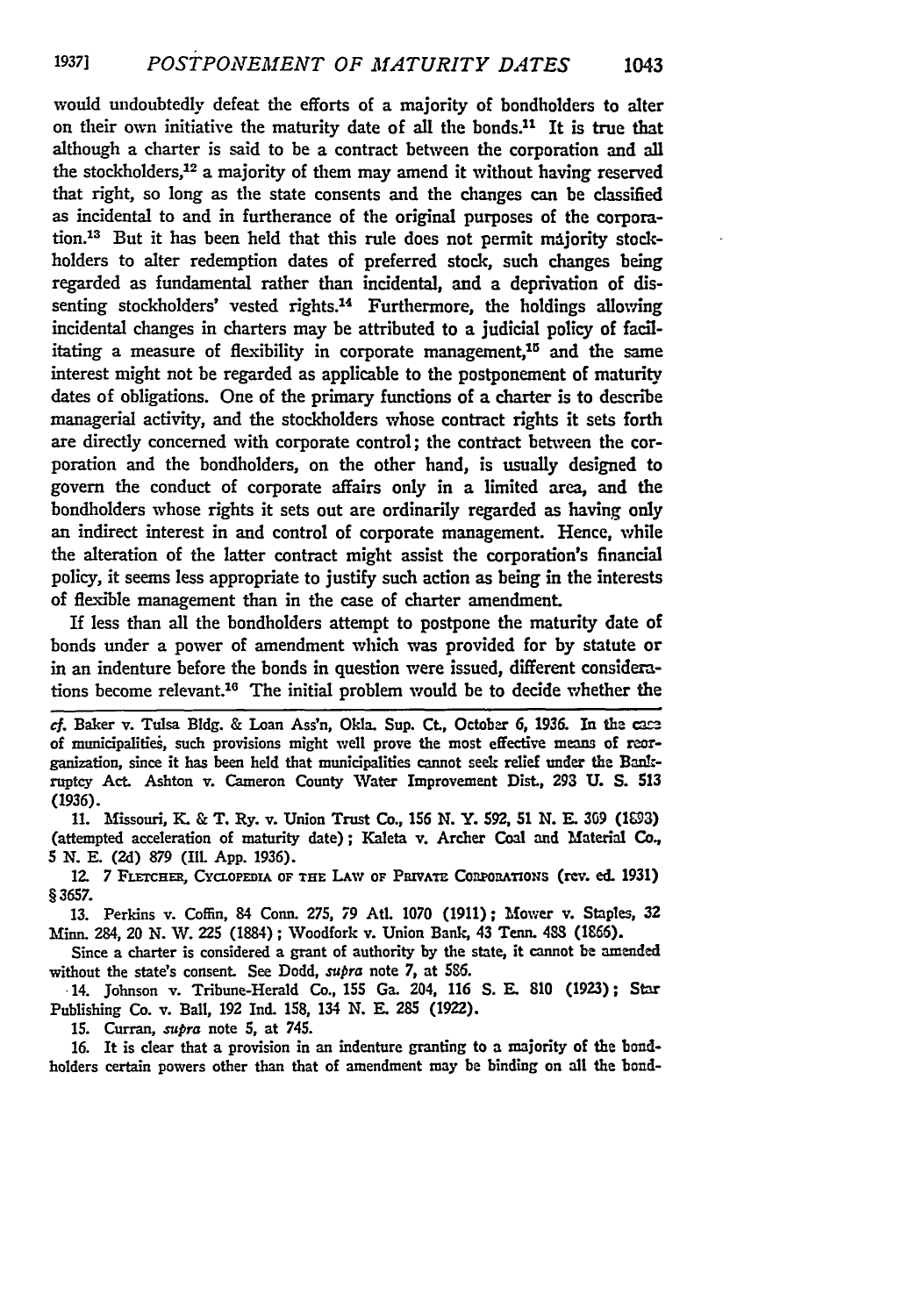would undoubtedly defeat the efforts of a majority of bondholders to alter on their own initiative the maturity date of all the bonds.[11] It is true that although a charter is said to be a contract between the corporation and all the stockholders,[12] a majority of them may amend it without having reserved that right, so long as the state consents and the changes can be classified as incidental to and in furtherance of the original purposes of the corporation.[13] But it has been held that this rule does not permit majority stockholders to alter redemption dates of preferred stock, such changes being regarded as fundamental rather than incidental, and a deprivation of dissenting stockholders' vested rights.[14] Furthermore, the holdings allowing incidental changes in charters may be attributed to a judicial policy of facilitating a measure of flexibility in corporate management,[15] and the same interest might not be regarded as applicable to the postponement of maturity dates of obligations. One of the primary functions of a charter is to describe managerial activity, and the stockholders whose contract rights it sets forth are directly concerned with corporate control; the contract between the corporation and the bondholders, on the other hand, is usually designed to govern the conduct of corporate affairs only in a limited area, and the bondholders whose rights it sets out are ordinarily regarded as having only an indirect interest in and control of corporate management. Hence, while the alteration of the latter contract might assist the corporation's financial policy, it seems less appropriate to justify such action as being in the interests of flexible management than in the case of charter amendment.

If less than all the bondholders attempt to postpone the maturity date of bonds under a power of amendment which was provided for by statute or in an indenture before the bonds in question were issued, different considerations become relevant.[16] The initial problem would be to decide whether the

---

*cf.* Baker v. Tulsa Bldg. & Loan Ass'n, Okla. Sup. Ct., October 6, 1936. In the case of municipalities, such provisions might well prove the most effective means of reorganization, since it has been held that municipalities cannot seek relief under the Bankruptcy Act. Ashton v. Cameron County Water Improvement Dist., 293 U. S. 513 (1936).

11. Missouri, K. & T. Ry. v. Union Trust Co., 156 N. Y. 592, 51 N. E. 309 (1893) (attempted acceleration of maturity date); Kaleta v. Archer Coal and Material Co., 5 N. E. (2d) 879 (Ill. App. 1936).

12. 7 FLETCHER, CYCLOPEDIA OF THE LAW OF PRIVATE CORPORATIONS (rev. ed. 1931) § 3657.

13. Perkins v. Coffin, 84 Conn. 275, 79 Atl. 1070 (1911); Mower v. Staples, 32 Minn. 284, 20 N. W. 225 (1884); Woodfork v. Union Bank, 43 Tenn. 488 (1866).

Since a charter is considered a grant of authority by the state, it cannot be amended without the state's consent. See Dodd, *supra* note 7, at 586.

14. Johnson v. Tribune-Herald Co., 155 Ga. 204, 116 S. E. 810 (1923); Star Publishing Co. v. Ball, 192 Ind. 158, 134 N. E. 285 (1922).

15. Curran, *supra* note 5, at 745.

16. It is clear that a provision in an indenture granting to a majority of the bondholders certain powers other than that of amendment may be binding on all the bond-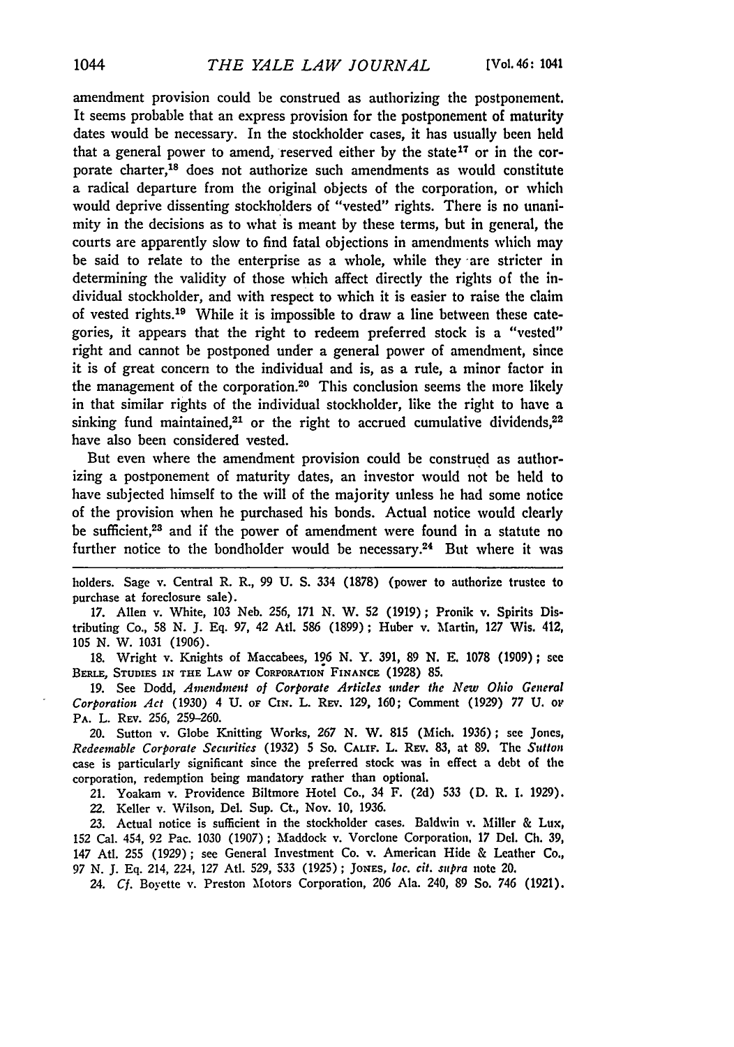amendment provision could be construed as authorizing the postponement. It seems probable that an express provision for the postponement of maturity dates would be necessary. In the stockholder cases, it has usually been held that a general power to amend, reserved either by the state[17] or in the corporate charter,[18] does not authorize such amendments as would constitute a radical departure from the original objects of the corporation, or which would deprive dissenting stockholders of "vested" rights. There is no unanimity in the decisions as to what is meant by these terms, but in general, the courts are apparently slow to find fatal objections in amendments which may be said to relate to the enterprise as a whole, while they are stricter in determining the validity of those which affect directly the rights of the individual stockholder, and with respect to which it is easier to raise the claim of vested rights.[19] While it is impossible to draw a line between these categories, it appears that the right to redeem preferred stock is a "vested" right and cannot be postponed under a general power of amendment, since it is of great concern to the individual and is, as a rule, a minor factor in the management of the corporation.[20] This conclusion seems the more likely in that similar rights of the individual stockholder, like the right to have a sinking fund maintained,[21] or the right to accrued cumulative dividends,[22] have also been considered vested.

But even where the amendment provision could be construed as authorizing a postponement of maturity dates, an investor would not be held to have subjected himself to the will of the majority unless he had some notice of the provision when he purchased his bonds. Actual notice would clearly be sufficient,[23] and if the power of amendment were found in a statute no further notice to the bondholder would be necessary.[24] But where it was

---

holders. Sage v. Central R. R., 99 U. S. 334 (1878) (power to authorize trustee to purchase at foreclosure sale).

17. Allen v. White, 103 Neb. 256, 171 N. W. 52 (1919); Pronik v. Spirits Distributing Co., 58 N. J. Eq. 97, 42 Atl. 586 (1899); Huber v. Martin, 127 Wis. 412, 105 N. W. 1031 (1906).

18. Wright v. Knights of Maccabees, 196 N. Y. 391, 89 N. E. 1078 (1909); see Berle, Studies in the Law of Corporation Finance (1928) 85.

19. See Dodd, *Amendment of Corporate Articles under the New Ohio General Corporation Act* (1930) 4 U. of Cin. L. Rev. 129, 160; Comment (1929) 77 U. of Pa. L. Rev. 256, 259–260.

20. Sutton v. Globe Knitting Works, 267 N. W. 815 (Mich. 1936); see Jones, *Redeemable Corporate Securities* (1932) 5 So. Calif. L. Rev. 83, at 89. The *Sutton* case is particularly significant since the preferred stock was in effect a debt of the corporation, redemption being mandatory rather than optional.

21. Yoakam v. Providence Biltmore Hotel Co., 34 F. (2d) 533 (D. R. I. 1929).

22. Keller v. Wilson, Del. Sup. Ct., Nov. 10, 1936.

23. Actual notice is sufficient in the stockholder cases. Baldwin v. Miller & Lux, 152 Cal. 454, 92 Pac. 1030 (1907); Maddock v. Vorclone Corporation, 17 Del. Ch. 39, 147 Atl. 255 (1929); see General Investment Co. v. American Hide & Leather Co., 97 N. J. Eq. 214, 224, 127 Atl. 529, 533 (1925); Jones, *loc. cit. supra* note 20.

24. *Cf.* Boyette v. Preston Motors Corporation, 206 Ala. 240, 89 So. 746 (1921).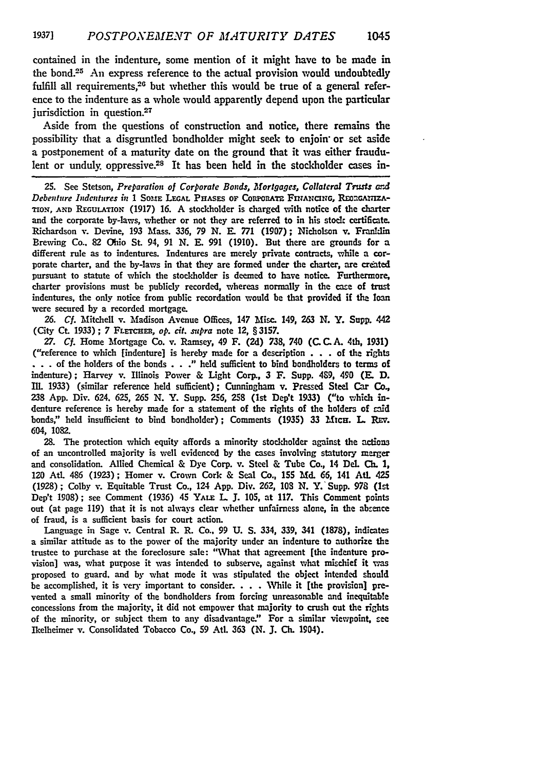contained in the indenture, some mention of it might have to be made in the bond.[25] An express reference to the actual provision would undoubtedly fulfill all requirements,[26] but whether this would be true of a general reference to the indenture as a whole would apparently depend upon the particular jurisdiction in question.[27]

Aside from the questions of construction and notice, there remains the possibility that a disgruntled bondholder might seek to enjoin or set aside a postponement of a maturity date on the ground that it was either fraudulent or unduly oppressive.[28] It has been held in the stockholder cases in-

25. See Stetson, *Preparation of Corporate Bonds, Mortgages, Collateral Trusts and Debenture Indentures in* 1 Some Legal Phases of Corporate Financing, Reorganization, and Regulation (1917) 16. A stockholder is charged with notice of the charter and the corporate by-laws, whether or not they are referred to in his stock certificate. Richardson v. Devine, 193 Mass. 336, 79 N. E. 771 (1907); Nicholson v. Franklin Brewing Co., 82 Ohio St. 94, 91 N. E. 991 (1910). But there are grounds for a different rule as to indentures. Indentures are merely private contracts, while a corporate charter, and the by-laws in that they are formed under the charter, are created pursuant to statute of which the stockholder is deemed to have notice. Furthermore, charter provisions must be publicly recorded, whereas normally in the case of trust indentures, the only notice from public recordation would be that provided if the loan were secured by a recorded mortgage.

26. *Cf.* Mitchell v. Madison Avenue Offices, 147 Misc. 149, 263 N. Y. Supp. 442 (City Ct. 1933); 7 Fletcher, *op. cit. supra* note 12, § 3157.

27. *Cf.* Home Mortgage Co. v. Ramsey, 49 F. (2d) 738, 740 (C. C. A. 4th, 1931) ("reference to which [indenture] is hereby made for a description . . . of the rights . . . of the holders of the bonds . . ." held sufficient to bind bondholders to terms of indenture); Harvey v. Illinois Power & Light Corp., 3 F. Supp. 489, 490 (E. D. Ill. 1933) (similar reference held sufficient); Cunningham v. Pressed Steel Car Co., 238 App. Div. 624, 625, 265 N. Y. Supp. 256, 258 (1st Dep't 1933) ("to which indenture reference is hereby made for a statement of the rights of the holders of said bonds," held insufficient to bind bondholder); Comments (1935) 33 Mich. L. Rev. 604, 1082.

28. The protection which equity affords a minority stockholder against the actions of an uncontrolled majority is well evidenced by the cases involving statutory merger and consolidation. Allied Chemical & Dye Corp. v. Steel & Tube Co., 14 Del. Ch. 1, 120 Atl. 486 (1923); Homer v. Crown Cork & Seal Co., 155 Md. 66, 141 Atl. 425 (1928); Colby v. Equitable Trust Co., 124 App. Div. 262, 108 N. Y. Supp. 978 (1st Dep't 1908); see Comment (1936) 45 Yale L. J. 105, at 117. This Comment points out (at page 119) that it is not always clear whether unfairness alone, in the absence of fraud, is a sufficient basis for court action.

Language in Sage v. Central R. R. Co., 99 U. S. 334, 339, 341 (1878), indicates a similar attitude as to the power of the majority under an indenture to authorize the trustee to purchase at the foreclosure sale: "What that agreement [the indenture provision] was, what purpose it was intended to subserve, against what mischief it was proposed to guard, and by what mode it was stipulated the object intended should be accomplished, it is very important to consider. . . . While it [the provision] prevented a small minority of the bondholders from forcing unreasonable and inequitable concessions from the majority, it did not empower that majority to crush out the rights of the minority, or subject them to any disadvantage." For a similar viewpoint, see Ikelheimer v. Consolidated Tobacco Co., 59 Atl. 363 (N. J. Ch. 1904).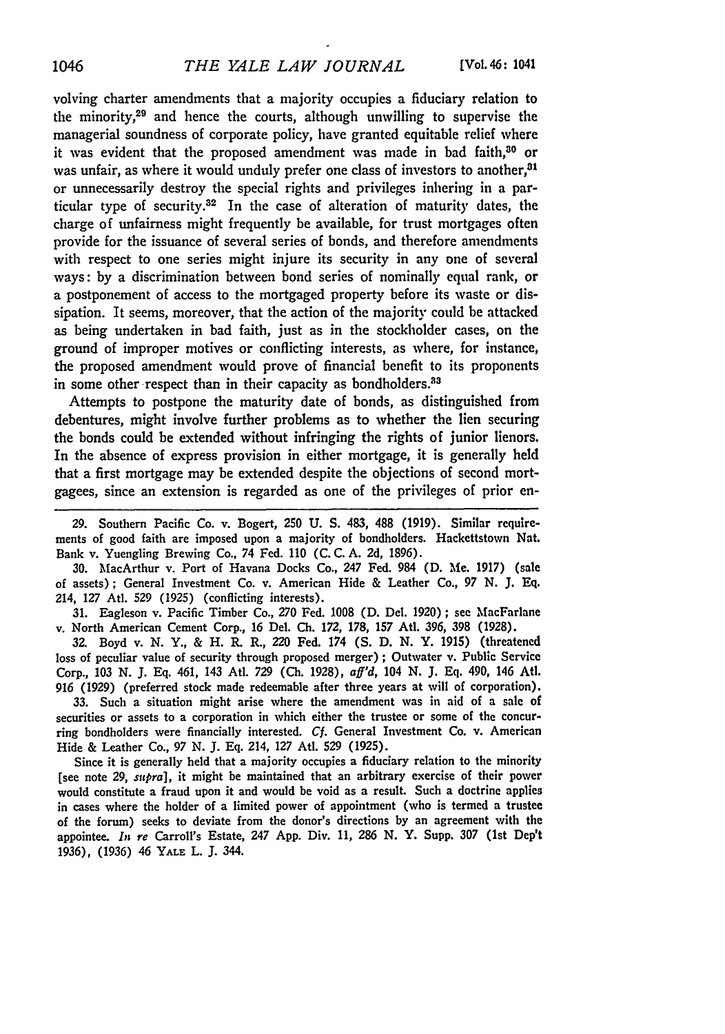volving charter amendments that a majority occupies a fiduciary relation to the minority,[29] and hence the courts, although unwilling to supervise the managerial soundness of corporate policy, have granted equitable relief where it was evident that the proposed amendment was made in bad faith,[30] or was unfair, as where it would unduly prefer one class of investors to another,[31] or unnecessarily destroy the special rights and privileges inhering in a particular type of security.[32] In the case of alteration of maturity dates, the charge of unfairness might frequently be available, for trust mortgages often provide for the issuance of several series of bonds, and therefore amendments with respect to one series might injure its security in any one of several ways: by a discrimination between bond series of nominally equal rank, or a postponement of access to the mortgaged property before its waste or dissipation. It seems, moreover, that the action of the majority could be attacked as being undertaken in bad faith, just as in the stockholder cases, on the ground of improper motives or conflicting interests, as where, for instance, the proposed amendment would prove of financial benefit to its proponents in some other respect than in their capacity as bondholders.[33]

Attempts to postpone the maturity date of bonds, as distinguished from debentures, might involve further problems as to whether the lien securing the bonds could be extended without infringing the rights of junior lienors. In the absence of express provision in either mortgage, it is generally held that a first mortgage may be extended despite the objections of second mortgagees, since an extension is regarded as one of the privileges of prior en-

---

29. Southern Pacific Co. v. Bogert, 250 U. S. 483, 488 (1919). Similar requirements of good faith are imposed upon a majority of bondholders. Hackettstown Nat. Bank v. Yuengling Brewing Co., 74 Fed. 110 (C. C. A. 2d, 1896).

30. MacArthur v. Port of Havana Docks Co., 247 Fed. 984 (D. Me. 1917) (sale of assets); General Investment Co. v. American Hide & Leather Co., 97 N. J. Eq. 214, 127 Atl. 529 (1925) (conflicting interests).

31. Eagleson v. Pacific Timber Co., 270 Fed. 1008 (D. Del. 1920); see MacFarlane v. North American Cement Corp., 16 Del. Ch. 172, 178, 157 Atl. 396, 398 (1928).

32. Boyd v. N. Y., & H. R. R., 220 Fed. 174 (S. D. N. Y. 1915) (threatened loss of peculiar value of security through proposed merger); Outwater v. Public Service Corp., 103 N. J. Eq. 461, 143 Atl. 729 (Ch. 1928), *aff'd*, 104 N. J. Eq. 490, 146 Atl. 916 (1929) (preferred stock made redeemable after three years at will of corporation).

33. Such a situation might arise where the amendment was in aid of a sale of securities or assets to a corporation in which either the trustee or some of the concurring bondholders were financially interested. *Cf.* General Investment Co. v. American Hide & Leather Co., 97 N. J. Eq. 214, 127 Atl. 529 (1925).

Since it is generally held that a majority occupies a fiduciary relation to the minority [see note 29, *supra*], it might be maintained that an arbitrary exercise of their power would constitute a fraud upon it and would be void as a result. Such a doctrine applies in cases where the holder of a limited power of appointment (who is termed a trustee of the forum) seeks to deviate from the donor's directions by an agreement with the appointee. *In re* Carroll's Estate, 247 App. Div. 11, 286 N. Y. Supp. 307 (1st Dep't 1936), (1936) 46 YALE L. J. 344.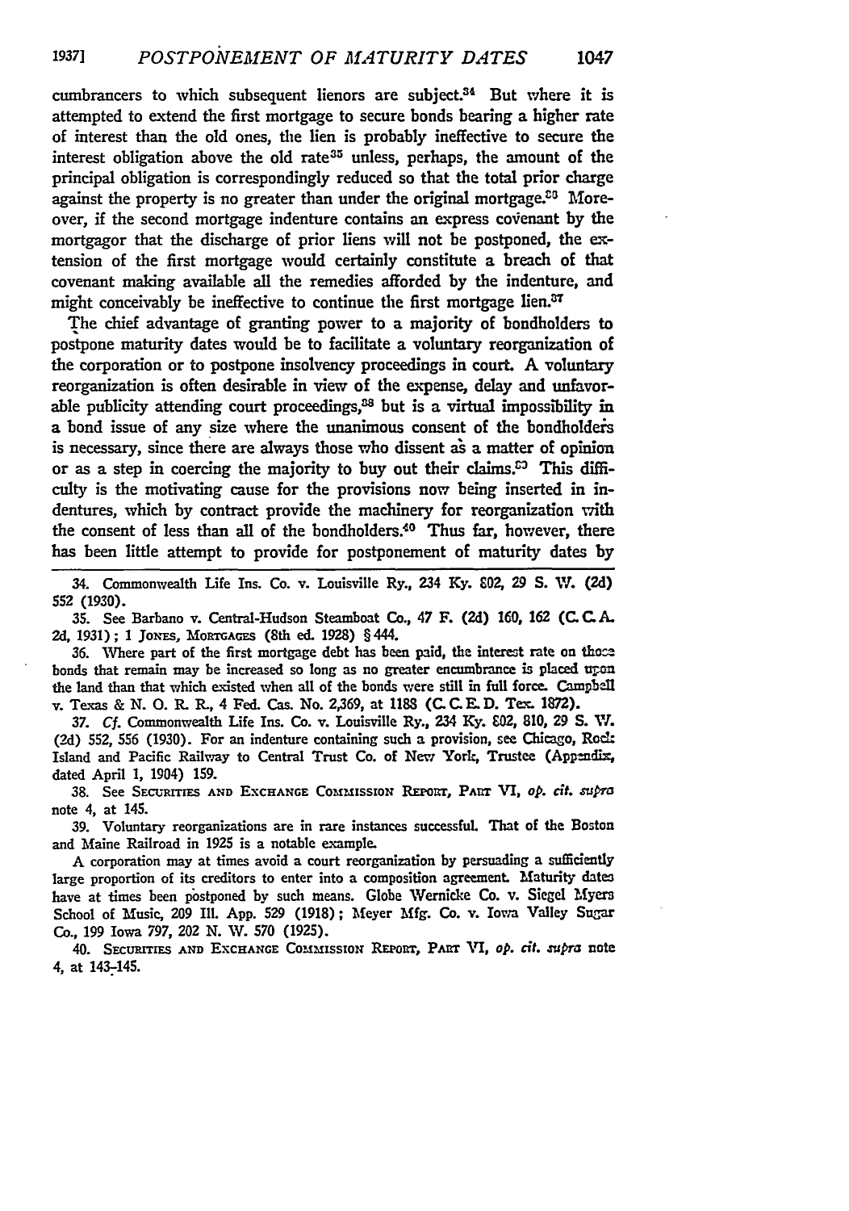cumbrancers to which subsequent lienors are subject.[34] But where it is attempted to extend the first mortgage to secure bonds bearing a higher rate of interest than the old ones, the lien is probably ineffective to secure the interest obligation above the old rate[35] unless, perhaps, the amount of the principal obligation is correspondingly reduced so that the total prior charge against the property is no greater than under the original mortgage.[36] Moreover, if the second mortgage indenture contains an express covenant by the mortgagor that the discharge of prior liens will not be postponed, the extension of the first mortgage would certainly constitute a breach of that covenant making available all the remedies afforded by the indenture, and might conceivably be ineffective to continue the first mortgage lien.[37]

The chief advantage of granting power to a majority of bondholders to postpone maturity dates would be to facilitate a voluntary reorganization of the corporation or to postpone insolvency proceedings in court. A voluntary reorganization is often desirable in view of the expense, delay and unfavorable publicity attending court proceedings,[38] but is a virtual impossibility in a bond issue of any size where the unanimous consent of the bondholders is necessary, since there are always those who dissent as a matter of opinion or as a step in coercing the majority to buy out their claims.[39] This difficulty is the motivating cause for the provisions now being inserted in indentures, which by contract provide the machinery for reorganization with the consent of less than all of the bondholders.[40] Thus far, however, there has been little attempt to provide for postponement of maturity dates by

34. Commonwealth Life Ins. Co. v. Louisville Ry., 234 Ky. 802, 29 S. W. (2d) 552 (1930).

35. See Barbano v. Central-Hudson Steamboat Co., 47 F. (2d) 160, 162 (C. C. A. 2d, 1931); 1 Jones, Mortgages (8th ed. 1928) § 444.

36. Where part of the first mortgage debt has been paid, the interest rate on those bonds that remain may be increased so long as no greater encumbrance is placed upon the land than that which existed when all of the bonds were still in full force. Campbell v. Texas & N. O. R. R., 4 Fed. Cas. No. 2,369, at 1188 (C. C. E. D. Tex. 1872).

37. *Cf.* Commonwealth Life Ins. Co. v. Louisville Ry., 234 Ky. 802, 810, 29 S. W. (2d) 552, 556 (1930). For an indenture containing such a provision, see Chicago, Rock Island and Pacific Railway to Central Trust Co. of New York, Trustee (Appendix, dated April 1, 1904) 159.

38. See Securities and Exchange Commission Report, Part VI, *op. cit. supra* note 4, at 145.

39. Voluntary reorganizations are in rare instances successful. That of the Boston and Maine Railroad in 1925 is a notable example.

A corporation may at times avoid a court reorganization by persuading a sufficiently large proportion of its creditors to enter into a composition agreement. Maturity dates have at times been postponed by such means. Globe Wernicke Co. v. Siegel Myers School of Music, 209 Ill. App. 529 (1918); Meyer Mfg. Co. v. Iowa Valley Sugar Co., 199 Iowa 797, 202 N. W. 570 (1925).

40. Securities and Exchange Commission Report, Part VI, *op. cit. supra* note 4, at 143-145.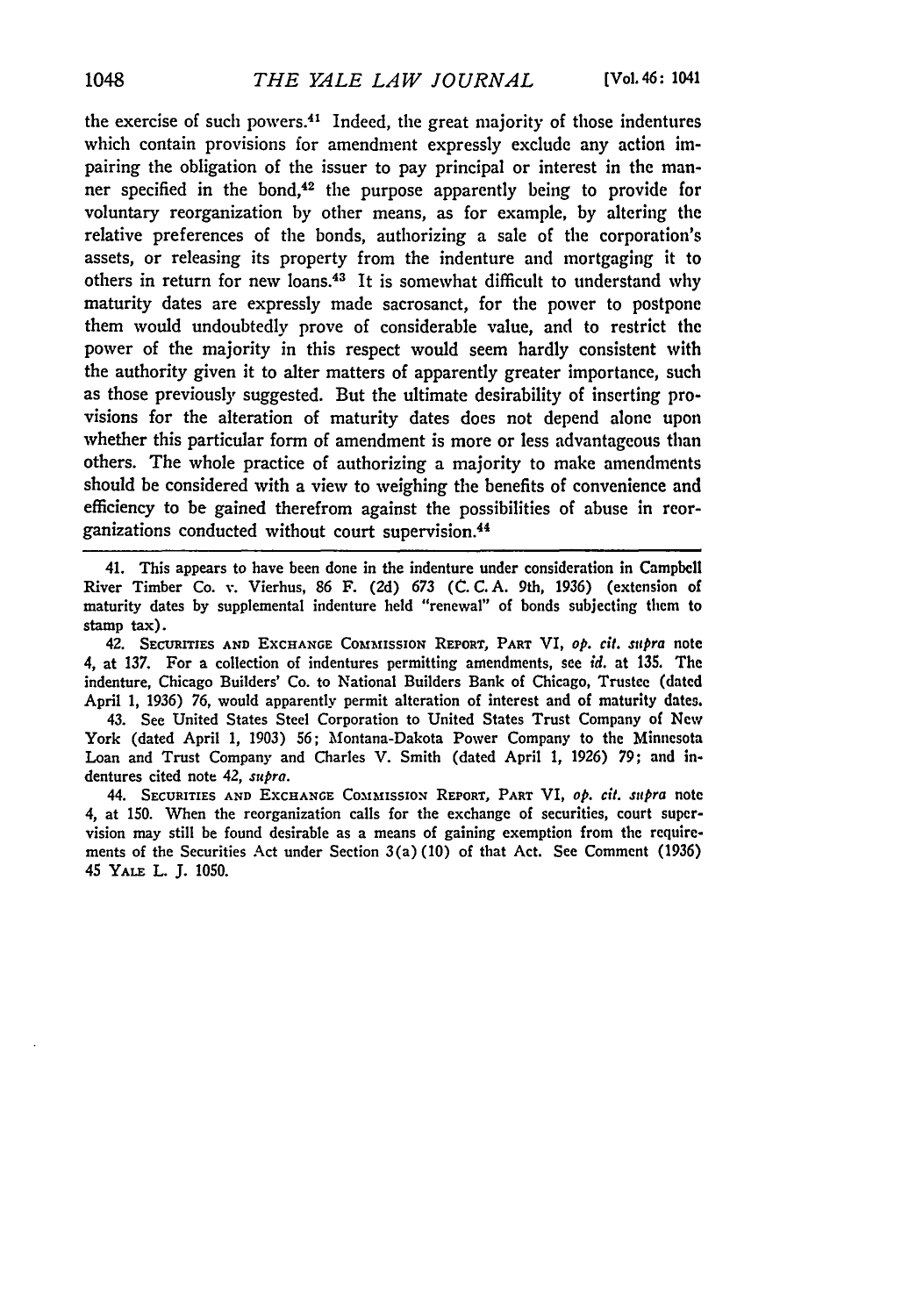the exercise of such powers.[41] Indeed, the great majority of those indentures which contain provisions for amendment expressly exclude any action impairing the obligation of the issuer to pay principal or interest in the manner specified in the bond,[42] the purpose apparently being to provide for voluntary reorganization by other means, as for example, by altering the relative preferences of the bonds, authorizing a sale of the corporation's assets, or releasing its property from the indenture and mortgaging it to others in return for new loans.[43] It is somewhat difficult to understand why maturity dates are expressly made sacrosanct, for the power to postpone them would undoubtedly prove of considerable value, and to restrict the power of the majority in this respect would seem hardly consistent with the authority given it to alter matters of apparently greater importance, such as those previously suggested. But the ultimate desirability of inserting provisions for the alteration of maturity dates does not depend alone upon whether this particular form of amendment is more or less advantageous than others. The whole practice of authorizing a majority to make amendments should be considered with a view to weighing the benefits of convenience and efficiency to be gained therefrom against the possibilities of abuse in reorganizations conducted without court supervision.[44]

---

41. This appears to have been done in the indenture under consideration in Campbell River Timber Co. v. Vierhus, 86 F. (2d) 673 (C. C. A. 9th, 1936) (extension of maturity dates by supplemental indenture held "renewal" of bonds subjecting them to stamp tax).

42. SECURITIES AND EXCHANGE COMMISSION REPORT, PART VI, *op. cit. supra* note 4, at 137. For a collection of indentures permitting amendments, see *id.* at 135. The indenture, Chicago Builders' Co. to National Builders Bank of Chicago, Trustee (dated April 1, 1936) 76, would apparently permit alteration of interest and of maturity dates.

43. See United States Steel Corporation to United States Trust Company of New York (dated April 1, 1903) 56; Montana-Dakota Power Company to the Minnesota Loan and Trust Company and Charles V. Smith (dated April 1, 1926) 79; and indentures cited note 42, *supra*.

44. SECURITIES AND EXCHANGE COMMISSION REPORT, PART VI, *op. cit. supra* note 4, at 150. When the reorganization calls for the exchange of securities, court supervision may still be found desirable as a means of gaining exemption from the requirements of the Securities Act under Section 3(a)(10) of that Act. See Comment (1936) 45 YALE L. J. 1050.